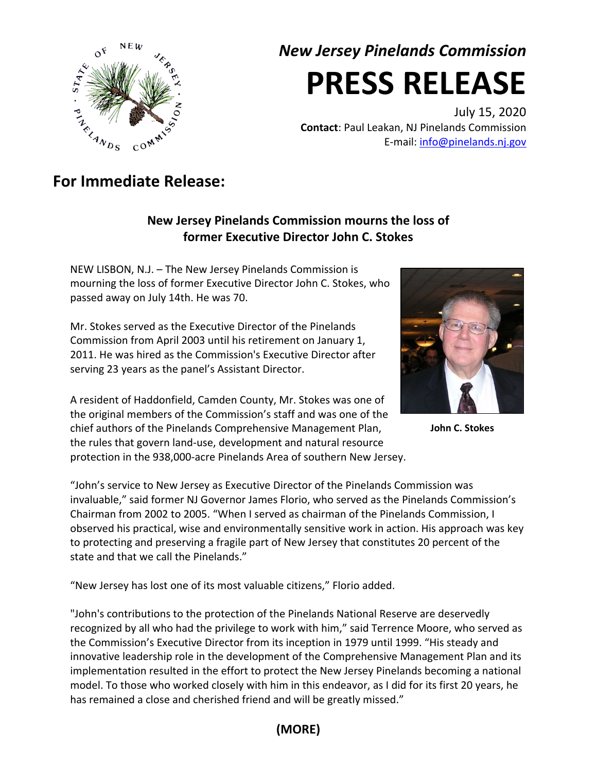*New Jersey Pinelands Commission*

# PRESS RELEASE

July 15, 2020

**Contact**: Paul Leakan, NJ Pinelands Commission

E-mail: info@pinelands.nj.gov

## For Immediate Release:

### New Jersey Pinelands Commission mourns the loss of former Executive Director John C. Stokes

NEW LISBON, N.J. – The New Jersey Pinelands Commission is mourning the loss of former Executive Director John C. Stokes, who passed away on July 14th. He was 70.

Mr. Stokes served as the Executive Director of the Pinelands Commission from April 2003 until his retirement on January 1, 2011. He was hired as the Commission's Executive Director after serving 23 years as the panel's Assistant Director.

**John C. Stokes**

A resident of Haddonfield, Camden County, Mr. Stokes was one of the original members of the Commission's staff and was one of the chief authors of the Pinelands Comprehensive Management Plan, the rules that govern land-use, development and natural resource protection in the 938,000-acre Pinelands Area of southern New Jersey.

"John's service to New Jersey as Executive Director of the Pinelands Commission was invaluable," said former NJ Governor James Florio, who served as the Pinelands Commission's Chairman from 2002 to 2005. "When I served as chairman of the Pinelands Commission, I observed his practical, wise and environmentally sensitive work in action. His approach was key to protecting and preserving a fragile part of New Jersey that constitutes 20 percent of the state and that we call the Pinelands."

"New Jersey has lost one of its most valuable citizens," Florio added.

"John's contributions to the protection of the Pinelands National Reserve are deservedly recognized by all who had the privilege to work with him," said Terrence Moore, who served as the Commission's Executive Director from its inception in 1979 until 1999. "His steady and innovative leadership role in the development of the Comprehensive Management Plan and its implementation resulted in the effort to protect the New Jersey Pinelands becoming a national model. To those who worked closely with him in this endeavor, as I did for its first 20 years, he has remained a close and cherished friend and will be greatly missed."

**(MORE)**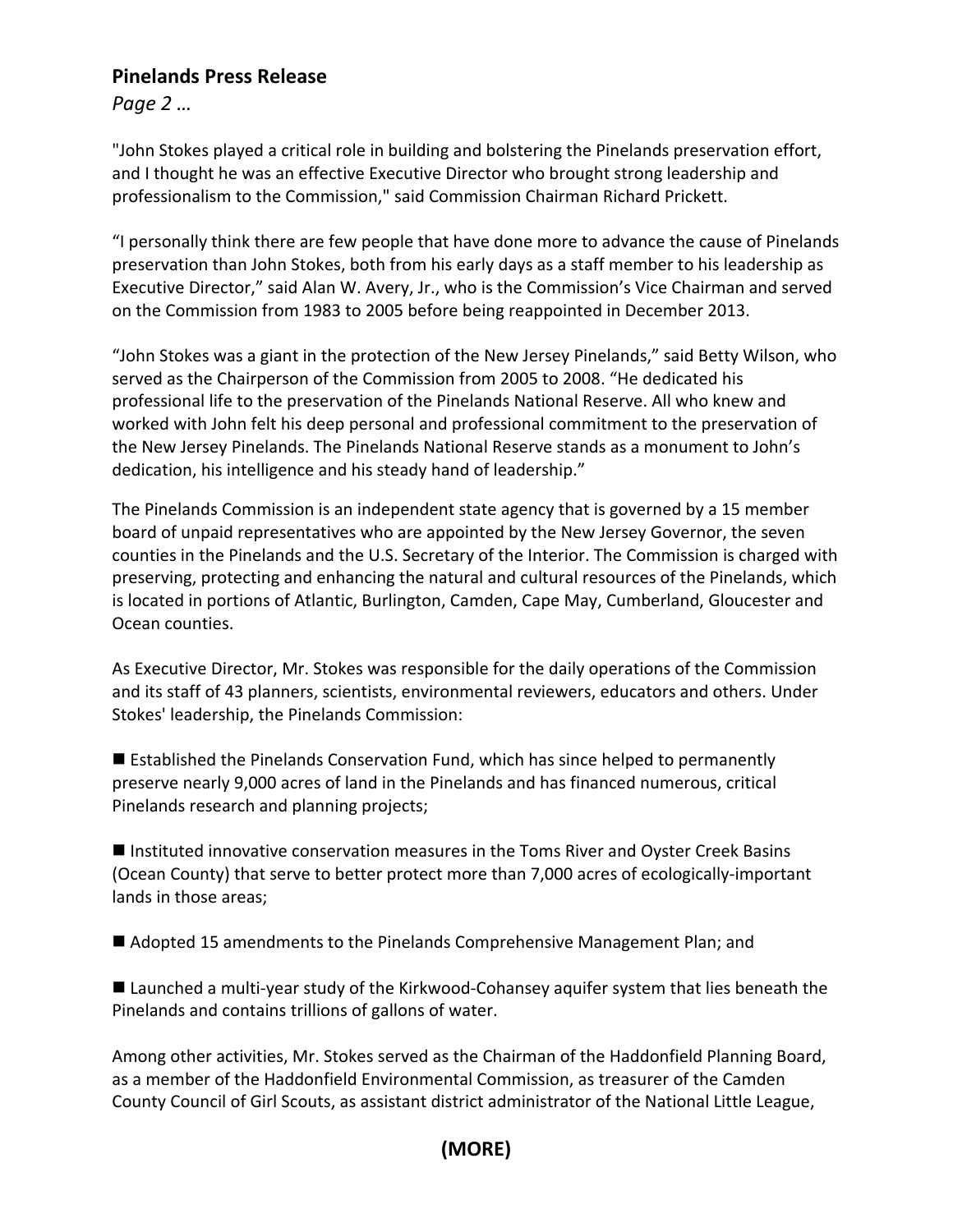"John Stokes played a critical role in building and bolstering the Pinelands preservation effort, and I thought he was an effective Executive Director who brought strong leadership and professionalism to the Commission," said Commission Chairman Richard Prickett.

“I personally think there are few people that have done more to advance the cause of Pinelands preservation than John Stokes, both from his early days as a staff member to his leadership as Executive Director,” said Alan W. Avery, Jr., who is the Commission’s Vice Chairman and served on the Commission from 1983 to 2005 before being reappointed in December 2013.

“John Stokes was a giant in the protection of the New Jersey Pinelands,” said Betty Wilson, who served as the Chairperson of the Commission from 2005 to 2008. “He dedicated his professional life to the preservation of the Pinelands National Reserve. All who knew and worked with John felt his deep personal and professional commitment to the preservation of the New Jersey Pinelands. The Pinelands National Reserve stands as a monument to John’s dedication, his intelligence and his steady hand of leadership.”

The Pinelands Commission is an independent state agency that is governed by a 15 member board of unpaid representatives who are appointed by the New Jersey Governor, the seven counties in the Pinelands and the U.S. Secretary of the Interior. The Commission is charged with preserving, protecting and enhancing the natural and cultural resources of the Pinelands, which is located in portions of Atlantic, Burlington, Camden, Cape May, Cumberland, Gloucester and Ocean counties.

As Executive Director, Mr. Stokes was responsible for the daily operations of the Commission and its staff of 43 planners, scientists, environmental reviewers, educators and others. Under Stokes' leadership, the Pinelands Commission:

- Established the Pinelands Conservation Fund, which has since helped to permanently preserve nearly 9,000 acres of land in the Pinelands and has financed numerous, critical Pinelands research and planning projects;

- Instituted innovative conservation measures in the Toms River and Oyster Creek Basins (Ocean County) that serve to better protect more than 7,000 acres of ecologically-important lands in those areas;

- Adopted 15 amendments to the Pinelands Comprehensive Management Plan; and

- Launched a multi-year study of the Kirkwood-Cohansey aquifer system that lies beneath the Pinelands and contains trillions of gallons of water.

Among other activities, Mr. Stokes served as the Chairman of the Haddonfield Planning Board, as a member of the Haddonfield Environmental Commission, as treasurer of the Camden County Council of Girl Scouts, as assistant district administrator of the National Little League,

**(MORE)**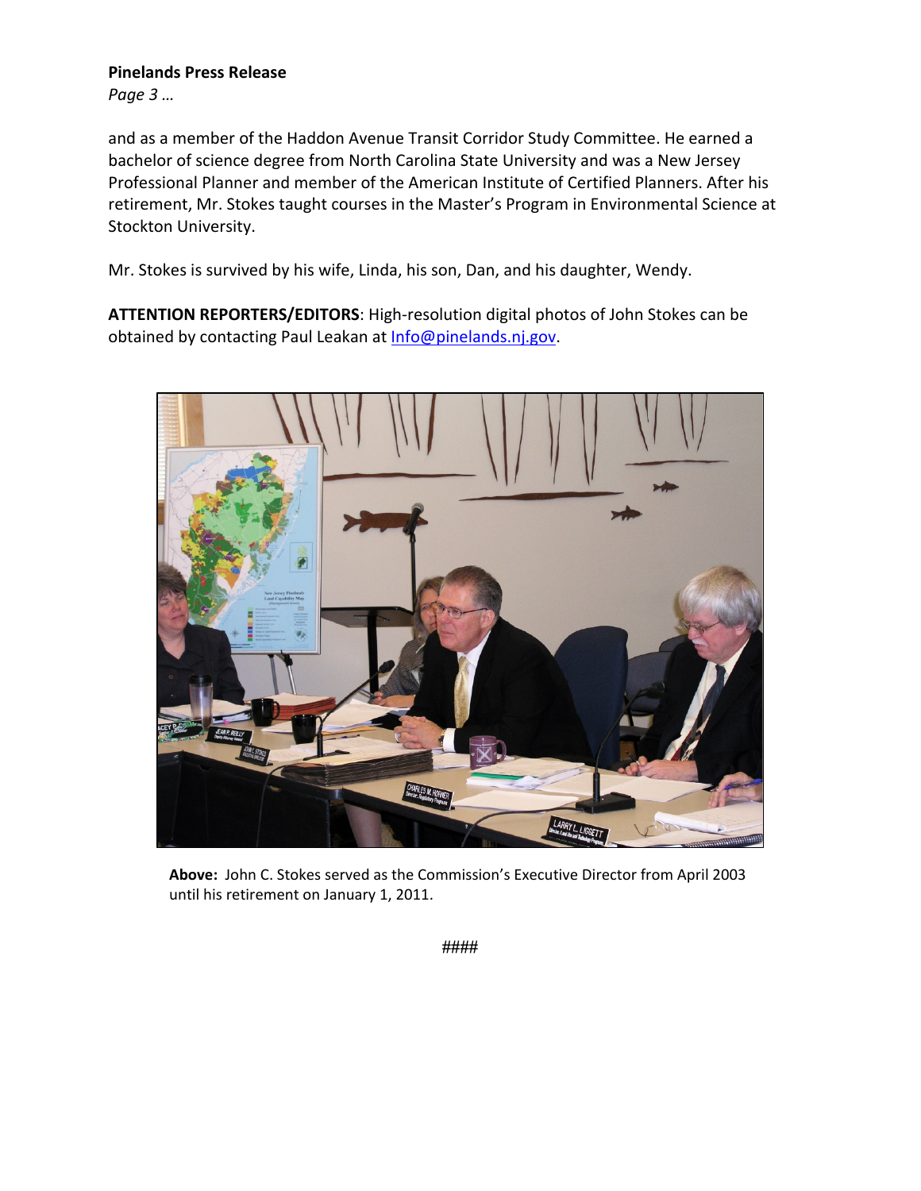and as a member of the Haddon Avenue Transit Corridor Study Committee. He earned a bachelor of science degree from North Carolina State University and was a New Jersey Professional Planner and member of the American Institute of Certified Planners. After his retirement, Mr. Stokes taught courses in the Master's Program in Environmental Science at Stockton University.

Mr. Stokes is survived by his wife, Linda, his son, Dan, and his daughter, Wendy.

**ATTENTION REPORTERS/EDITORS**: High-resolution digital photos of John Stokes can be obtained by contacting Paul Leakan at Info@pinelands.nj.gov.

**Above:** John C. Stokes served as the Commission's Executive Director from April 2003 until his retirement on January 1, 2011.

####